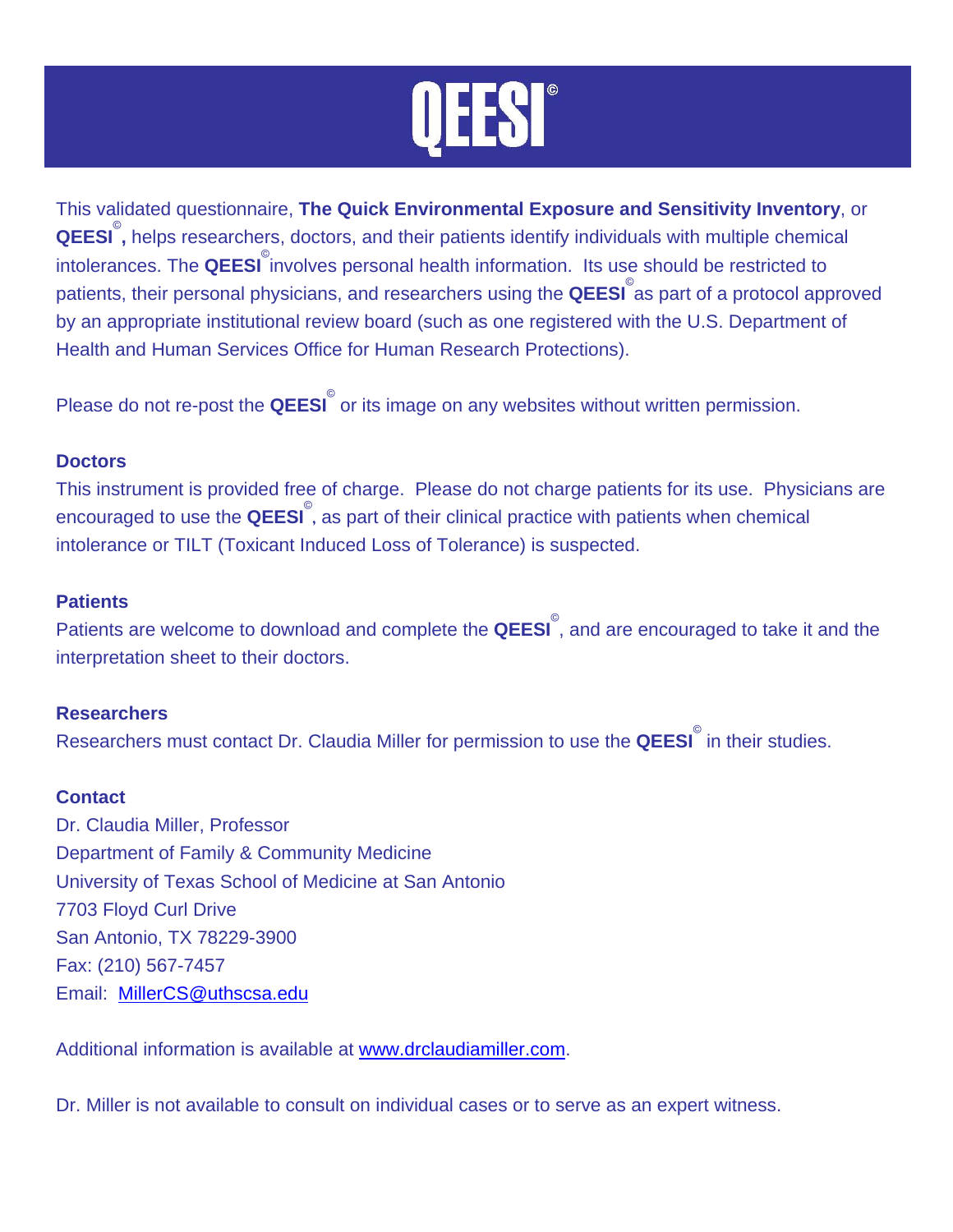# QEESI©

This validated questionnaire, **The Quick Environmental Exposure and Sensitivity Inventory**, or **QEESI©,** helps researchers, doctors, and their patients identify individuals with multiple chemical intolerances. The **QEESI©** involves personal health information. Its use should be restricted to patients, their personal physicians, and researchers using the **QEESI©** as part of a protocol approved by an appropriate institutional review board (such as one registered with the U.S. Department of Health and Human Services Office for Human Research Protections).

Please do not re-post the **QEESI©** or its image on any websites without written permission.

**Doctors**

This instrument is provided free of charge. Please do not charge patients for its use. Physicians are encouraged to use the **QEESI©**, as part of their clinical practice with patients when chemical intolerance or TILT (Toxicant Induced Loss of Tolerance) is suspected.

**Patients**

Patients are welcome to download and complete the **QEESI©**, and are encouraged to take it and the interpretation sheet to their doctors.

**Researchers**

Researchers must contact Dr. Claudia Miller for permission to use the **QEESI©** in their studies.

**Contact**

Dr. Claudia Miller, Professor
Department of Family & Community Medicine
University of Texas School of Medicine at San Antonio
7703 Floyd Curl Drive
San Antonio, TX 78229-3900
Fax: (210) 567-7457
Email: MillerCS@uthscsa.edu

Additional information is available at www.drclaudiamiller.com.

Dr. Miller is not available to consult on individual cases or to serve as an expert witness.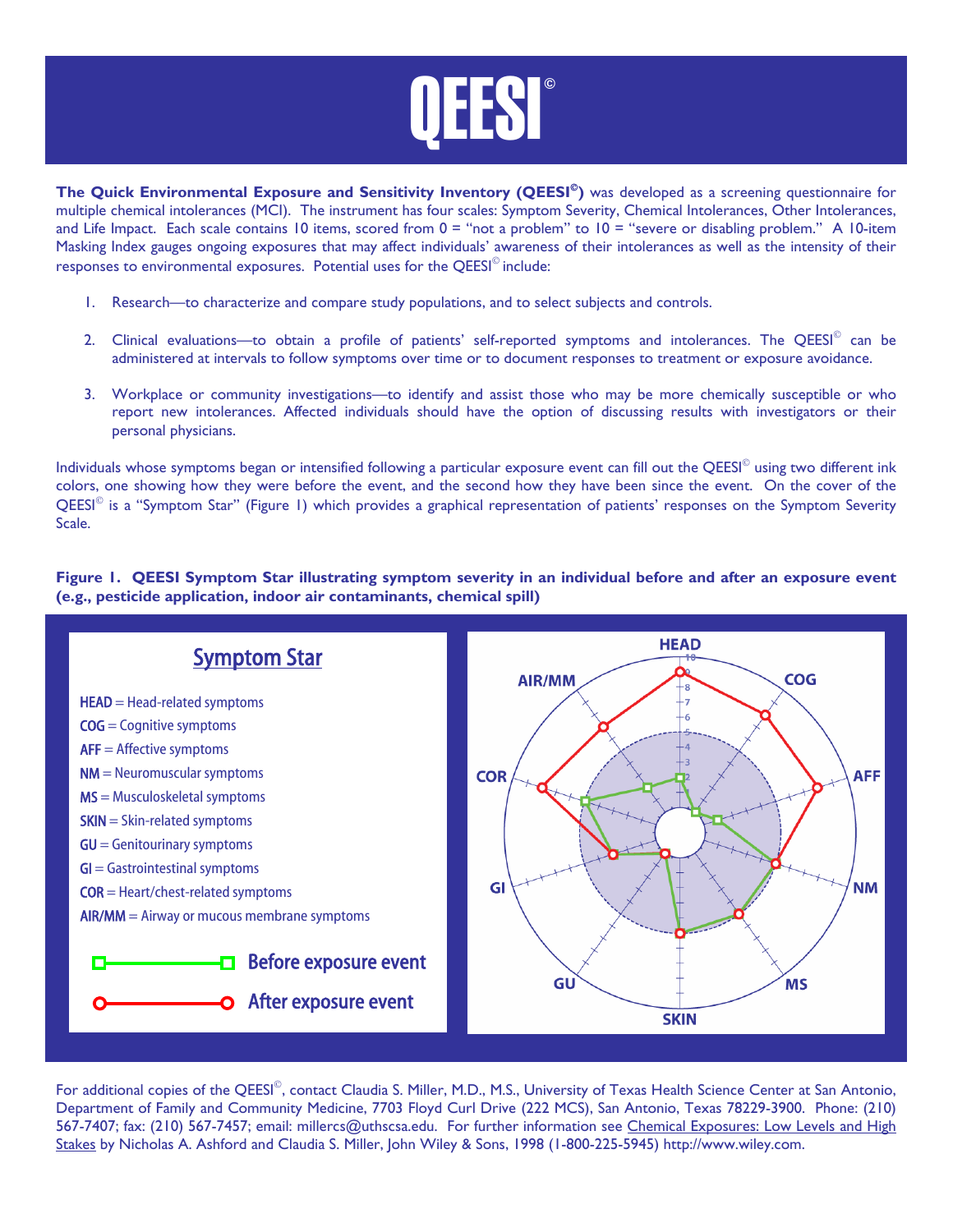# QEESI©

**The Quick Environmental Exposure and Sensitivity Inventory (QEESI©)** was developed as a screening questionnaire for multiple chemical intolerances (MCI). The instrument has four scales: Symptom Severity, Chemical Intolerances, Other Intolerances, and Life Impact. Each scale contains 10 items, scored from 0 = "not a problem" to 10 = "severe or disabling problem." A 10-item Masking Index gauges ongoing exposures that may affect individuals' awareness of their intolerances as well as the intensity of their responses to environmental exposures. Potential uses for the QEESI© include:

1. Research—to characterize and compare study populations, and to select subjects and controls.
2. Clinical evaluations—to obtain a profile of patients' self-reported symptoms and intolerances. The QEESI© can be administered at intervals to follow symptoms over time or to document responses to treatment or exposure avoidance.
3. Workplace or community investigations—to identify and assist those who may be more chemically susceptible or who report new intolerances. Affected individuals should have the option of discussing results with investigators or their personal physicians.

Individuals whose symptoms began or intensified following a particular exposure event can fill out the QEESI© using two different ink colors, one showing how they were before the event, and the second how they have been since the event. On the cover of the QEESI© is a "Symptom Star" (Figure 1) which provides a graphical representation of patients' responses on the Symptom Severity Scale.

**Figure 1. QEESI Symptom Star illustrating symptom severity in an individual before and after an exposure event (e.g., pesticide application, indoor air contaminants, chemical spill)**

**Symptom Star**

- **HEAD** = Head-related symptoms
- **COG** = Cognitive symptoms
- **AFF** = Affective symptoms
- **NM** = Neuromuscular symptoms
- **MS** = Musculoskeletal symptoms
- **SKIN** = Skin-related symptoms
- **GU** = Genitourinary symptoms
- **GI** = Gastrointestinal symptoms
- **COR** = Heart/chest-related symptoms
- **AIR/MM** = Airway or mucous membrane symptoms

Before exposure event

After exposure event

For additional copies of the QEESI©, contact Claudia S. Miller, M.D., M.S., University of Texas Health Science Center at San Antonio, Department of Family and Community Medicine, 7703 Floyd Curl Drive (222 MCS), San Antonio, Texas 78229-3900. Phone: (210) 567-7407; fax: (210) 567-7457; email: millercs@uthscsa.edu. For further information see Chemical Exposures: Low Levels and High Stakes by Nicholas A. Ashford and Claudia S. Miller, John Wiley & Sons, 1998 (1-800-225-5945) http://www.wiley.com.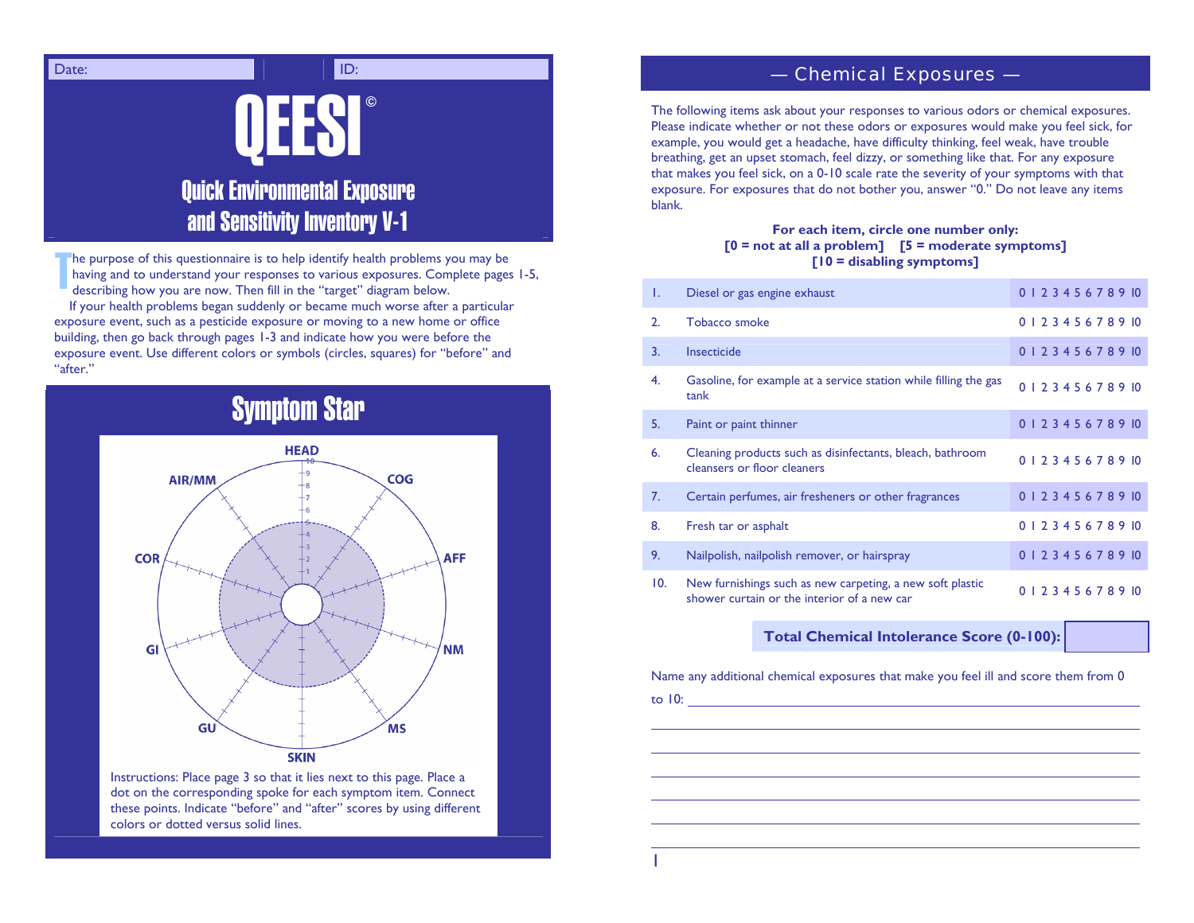| Date: | ID: |
|---|---|

# QEESI©

## Quick Environmental Exposure and Sensitivity Inventory V-1

The purpose of this questionnaire is to help identify health problems you may be having and to understand your responses to various exposures. Complete pages 1-5, describing how you are now. Then fill in the "target" diagram below.

If your health problems began suddenly or became much worse after a particular exposure event, such as a pesticide exposure or moving to a new home or office building, then go back through pages 1-3 and indicate how you were before the exposure event. Use different colors or symbols (circles, squares) for "before" and "after."

## Symptom Star

HEAD, COG, AFF, NM, MS, SKIN, GU, GI, COR, AIR/MM

Instructions: Place page 3 so that it lies next to this page. Place a dot on the corresponding spoke for each symptom item. Connect these points. Indicate "before" and "after" scores by using different colors or dotted versus solid lines.

## — Chemical Exposures —

The following items ask about your responses to various odors or chemical exposures. Please indicate whether or not these odors or exposures would make you feel sick, for example, you would get a headache, have difficulty thinking, feel weak, have trouble breathing, get an upset stomach, feel dizzy, or something like that. For any exposure that makes you feel sick, on a 0-10 scale rate the severity of your symptoms with that exposure. For exposures that do not bother you, answer "0." Do not leave any items blank.

**For each item, circle one number only:**
**[0 = not at all a problem] [5 = moderate symptoms]**
**[10 = disabling symptoms]**

| | | |
|---|---|---|
| 1. | Diesel or gas engine exhaust | 0 1 2 3 4 5 6 7 8 9 10 |
| 2. | Tobacco smoke | 0 1 2 3 4 5 6 7 8 9 10 |
| 3. | Insecticide | 0 1 2 3 4 5 6 7 8 9 10 |
| 4. | Gasoline, for example at a service station while filling the gas tank | 0 1 2 3 4 5 6 7 8 9 10 |
| 5. | Paint or paint thinner | 0 1 2 3 4 5 6 7 8 9 10 |
| 6. | Cleaning products such as disinfectants, bleach, bathroom cleansers or floor cleaners | 0 1 2 3 4 5 6 7 8 9 10 |
| 7. | Certain perfumes, air fresheners or other fragrances | 0 1 2 3 4 5 6 7 8 9 10 |
| 8. | Fresh tar or asphalt | 0 1 2 3 4 5 6 7 8 9 10 |
| 9. | Nailpolish, nailpolish remover, or hairspray | 0 1 2 3 4 5 6 7 8 9 10 |
| 10. | New furnishings such as new carpeting, a new soft plastic shower curtain or the interior of a new car | 0 1 2 3 4 5 6 7 8 9 10 |

**Total Chemical Intolerance Score (0-100):** ______

Name any additional chemical exposures that make you feel ill and score them from 0 to 10: ____________________________________________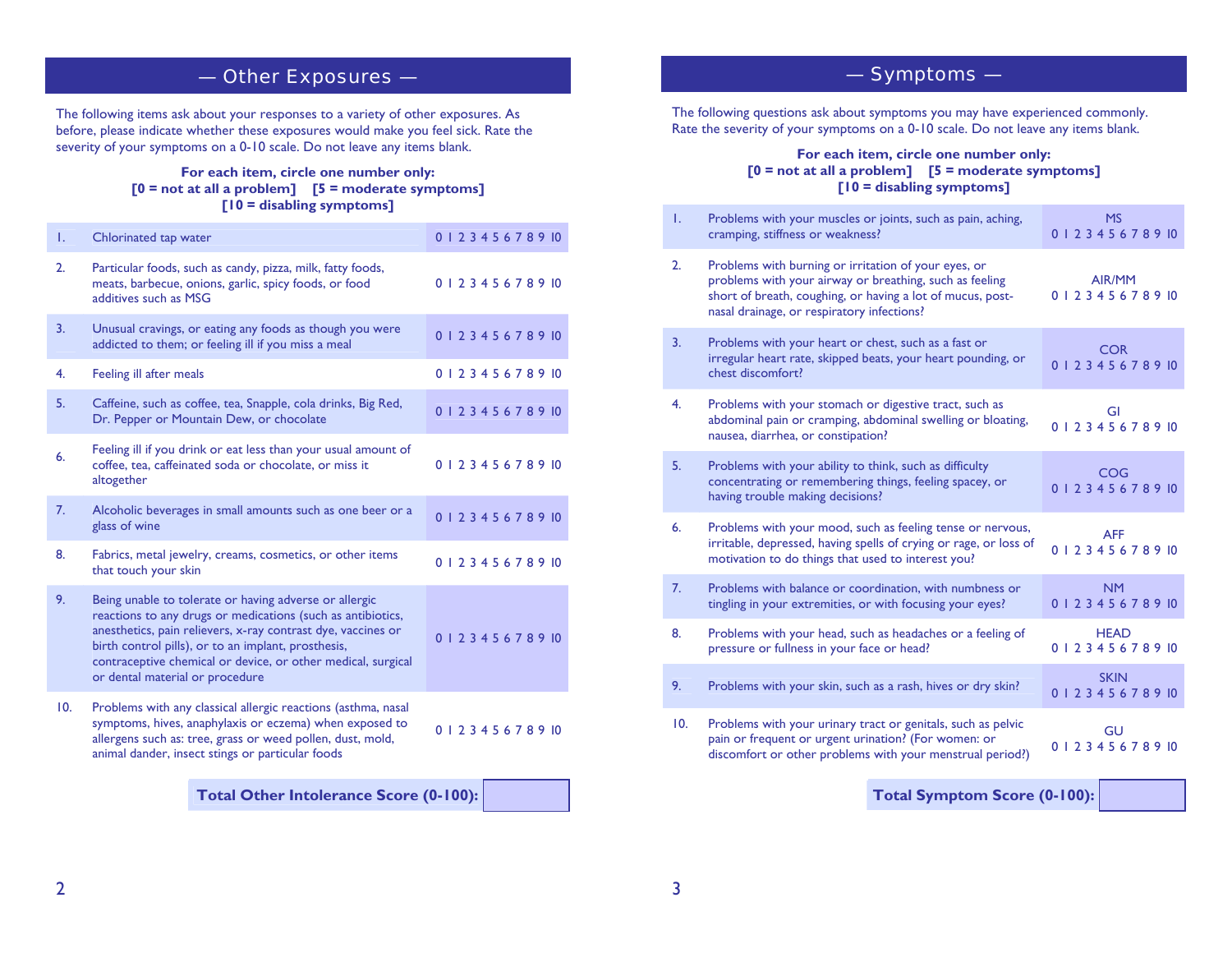## — Other Exposures —

The following items ask about your responses to a variety of other exposures. As before, please indicate whether these exposures would make you feel sick. Rate the severity of your symptoms on a 0-10 scale. Do not leave any items blank.

**For each item, circle one number only:**
**[0 = not at all a problem]  [5 = moderate symptoms]**
**[10 = disabling symptoms]**

| # | Item | Rating |
|---|---|---|
| 1. | Chlorinated tap water | 0 1 2 3 4 5 6 7 8 9 10 |
| 2. | Particular foods, such as candy, pizza, milk, fatty foods, meats, barbecue, onions, garlic, spicy foods, or food additives such as MSG | 0 1 2 3 4 5 6 7 8 9 10 |
| 3. | Unusual cravings, or eating any foods as though you were addicted to them; or feeling ill if you miss a meal | 0 1 2 3 4 5 6 7 8 9 10 |
| 4. | Feeling ill after meals | 0 1 2 3 4 5 6 7 8 9 10 |
| 5. | Caffeine, such as coffee, tea, Snapple, cola drinks, Big Red, Dr. Pepper or Mountain Dew, or chocolate | 0 1 2 3 4 5 6 7 8 9 10 |
| 6. | Feeling ill if you drink or eat less than your usual amount of coffee, tea, caffeinated soda or chocolate, or miss it altogether | 0 1 2 3 4 5 6 7 8 9 10 |
| 7. | Alcoholic beverages in small amounts such as one beer or a glass of wine | 0 1 2 3 4 5 6 7 8 9 10 |
| 8. | Fabrics, metal jewelry, creams, cosmetics, or other items that touch your skin | 0 1 2 3 4 5 6 7 8 9 10 |
| 9. | Being unable to tolerate or having adverse or allergic reactions to any drugs or medications (such as antibiotics, anesthetics, pain relievers, x-ray contrast dye, vaccines or birth control pills), or to an implant, prosthesis, contraceptive chemical or device, or other medical, surgical or dental material or procedure | 0 1 2 3 4 5 6 7 8 9 10 |
| 10. | Problems with any classical allergic reactions (asthma, nasal symptoms, hives, anaphylaxis or eczema) when exposed to allergens such as: tree, grass or weed pollen, dust, mold, animal dander, insect stings or particular foods | 0 1 2 3 4 5 6 7 8 9 10 |

**Total Other Intolerance Score (0-100):** ______

## — Symptoms —

The following questions ask about symptoms you may have experienced commonly. Rate the severity of your symptoms on a 0-10 scale. Do not leave any items blank.

**For each item, circle one number only:**
**[0 = not at all a problem]  [5 = moderate symptoms]**
**[10 = disabling symptoms]**

| # | Item | Rating |
|---|---|---|
| 1. | Problems with your muscles or joints, such as pain, aching, cramping, stiffness or weakness? | MS<br>0 1 2 3 4 5 6 7 8 9 10 |
| 2. | Problems with burning or irritation of your eyes, or problems with your airway or breathing, such as feeling short of breath, coughing, or having a lot of mucus, post-nasal drainage, or respiratory infections? | AIR/MM<br>0 1 2 3 4 5 6 7 8 9 10 |
| 3. | Problems with your heart or chest, such as a fast or irregular heart rate, skipped beats, your heart pounding, or chest discomfort? | COR<br>0 1 2 3 4 5 6 7 8 9 10 |
| 4. | Problems with your stomach or digestive tract, such as abdominal pain or cramping, abdominal swelling or bloating, nausea, diarrhea, or constipation? | GI<br>0 1 2 3 4 5 6 7 8 9 10 |
| 5. | Problems with your ability to think, such as difficulty concentrating or remembering things, feeling spacey, or having trouble making decisions? | COG<br>0 1 2 3 4 5 6 7 8 9 10 |
| 6. | Problems with your mood, such as feeling tense or nervous, irritable, depressed, having spells of crying or rage, or loss of motivation to do things that used to interest you? | AFF<br>0 1 2 3 4 5 6 7 8 9 10 |
| 7. | Problems with balance or coordination, with numbness or tingling in your extremities, or with focusing your eyes? | NM<br>0 1 2 3 4 5 6 7 8 9 10 |
| 8. | Problems with your head, such as headaches or a feeling of pressure or fullness in your face or head? | HEAD<br>0 1 2 3 4 5 6 7 8 9 10 |
| 9. | Problems with your skin, such as a rash, hives or dry skin? | SKIN<br>0 1 2 3 4 5 6 7 8 9 10 |
| 10. | Problems with your urinary tract or genitals, such as pelvic pain or frequent or urgent urination? (For women: or discomfort or other problems with your menstrual period?) | GU<br>0 1 2 3 4 5 6 7 8 9 10 |

**Total Symptom Score (0-100):** ______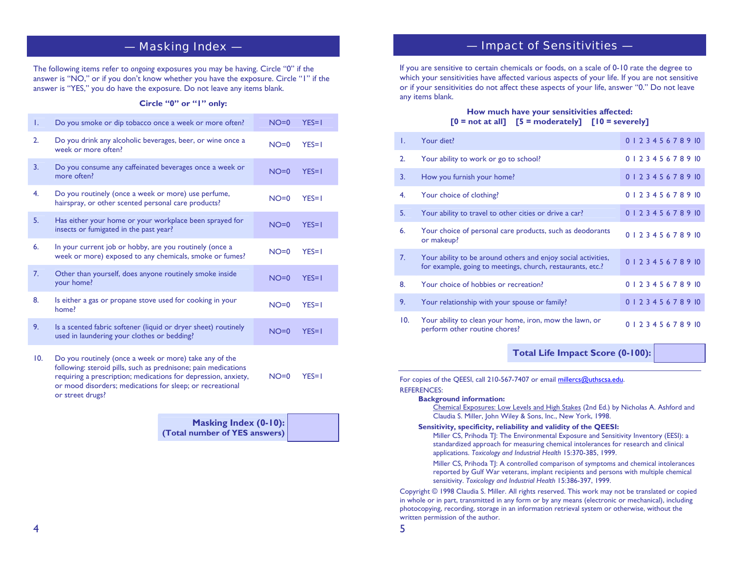## — Masking Index —

The following items refer to *ongoing* exposures you may be having. Circle "0" if the answer is "NO," or if you don't know whether you have the exposure. Circle "1" if the answer is "YES," you do have the exposure. Do not leave any items blank.

**Circle "0" or "1" only:**

| | | | |
|---|---|---|---|
| 1. | Do you smoke or dip tobacco once a week or more often? | NO=0 | YES=1 |
| 2. | Do you drink any alcoholic beverages, beer, or wine once a week or more often? | NO=0 | YES=1 |
| 3. | Do you consume any caffeinated beverages once a week or more often? | NO=0 | YES=1 |
| 4. | Do you routinely (once a week or more) use perfume, hairspray, or other scented personal care products? | NO=0 | YES=1 |
| 5. | Has either your home or your workplace been sprayed for insects or fumigated in the past year? | NO=0 | YES=1 |
| 6. | In your current job or hobby, are you routinely (once a week or more) exposed to any chemicals, smoke or fumes? | NO=0 | YES=1 |
| 7. | Other than yourself, does anyone routinely smoke inside your home? | NO=0 | YES=1 |
| 8. | Is either a gas or propane stove used for cooking in your home? | NO=0 | YES=1 |
| 9. | Is a scented fabric softener (liquid or dryer sheet) routinely used in laundering your clothes or bedding? | NO=0 | YES=1 |
| 10. | Do you routinely (once a week or more) take any of the following: steroid pills, such as prednisone; pain medications requiring a prescription; medications for depression, anxiety, or mood disorders; medications for sleep; or recreational or street drugs? | NO=0 | YES=1 |

**Masking Index (0-10):**
**(Total number of YES answers)** ______

## — Impact of Sensitivities —

If you are sensitive to certain chemicals or foods, on a scale of 0-10 rate the degree to which your sensitivities have affected various aspects of your life. If you are not sensitive or if your sensitivities do not affect these aspects of your life, answer "0." Do not leave any items blank.

**How much have your sensitivities affected:**
**[0 = not at all] [5 = moderately] [10 = severely]**

| | | |
|---|---|---|
| 1. | Your diet? | 0 1 2 3 4 5 6 7 8 9 10 |
| 2. | Your ability to work or go to school? | 0 1 2 3 4 5 6 7 8 9 10 |
| 3. | How you furnish your home? | 0 1 2 3 4 5 6 7 8 9 10 |
| 4. | Your choice of clothing? | 0 1 2 3 4 5 6 7 8 9 10 |
| 5. | Your ability to travel to other cities or drive a car? | 0 1 2 3 4 5 6 7 8 9 10 |
| 6. | Your choice of personal care products, such as deodorants or makeup? | 0 1 2 3 4 5 6 7 8 9 10 |
| 7. | Your ability to be around others and enjoy social activities, for example, going to meetings, church, restaurants, etc.? | 0 1 2 3 4 5 6 7 8 9 10 |
| 8. | Your choice of hobbies or recreation? | 0 1 2 3 4 5 6 7 8 9 10 |
| 9. | Your relationship with your spouse or family? | 0 1 2 3 4 5 6 7 8 9 10 |
| 10. | Your ability to clean your home, iron, mow the lawn, or perform other routine chores? | 0 1 2 3 4 5 6 7 8 9 10 |

**Total Life Impact Score (0-100):** ______

---

For copies of the QEESI, call 210-567-7407 or email millercs@uthscsa.edu.

REFERENCES:

**Background information:**

Chemical Exposures: Low Levels and High Stakes (2nd Ed.) by Nicholas A. Ashford and Claudia S. Miller, John Wiley & Sons, Inc., New York, 1998.

**Sensitivity, specificity, reliability and validity of the QEESI:**

Miller CS, Prihoda TJ: The Environmental Exposure and Sensitivity Inventory (EESI): a standardized approach for measuring chemical intolerances for research and clinical applications. *Toxicology and Industrial Health* 15:370-385, 1999.

Miller CS, Prihoda TJ: A controlled comparison of symptoms and chemical intolerances reported by Gulf War veterans, implant recipients and persons with multiple chemical sensitivity. *Toxicology and Industrial Health* 15:386-397, 1999.

Copyright © 1998 Claudia S. Miller. All rights reserved. This work may not be translated or copied in whole or in part, transmitted in any form or by any means (electronic or mechanical), including photocopying, recording, storage in an information retrieval system or otherwise, without the written permission of the author.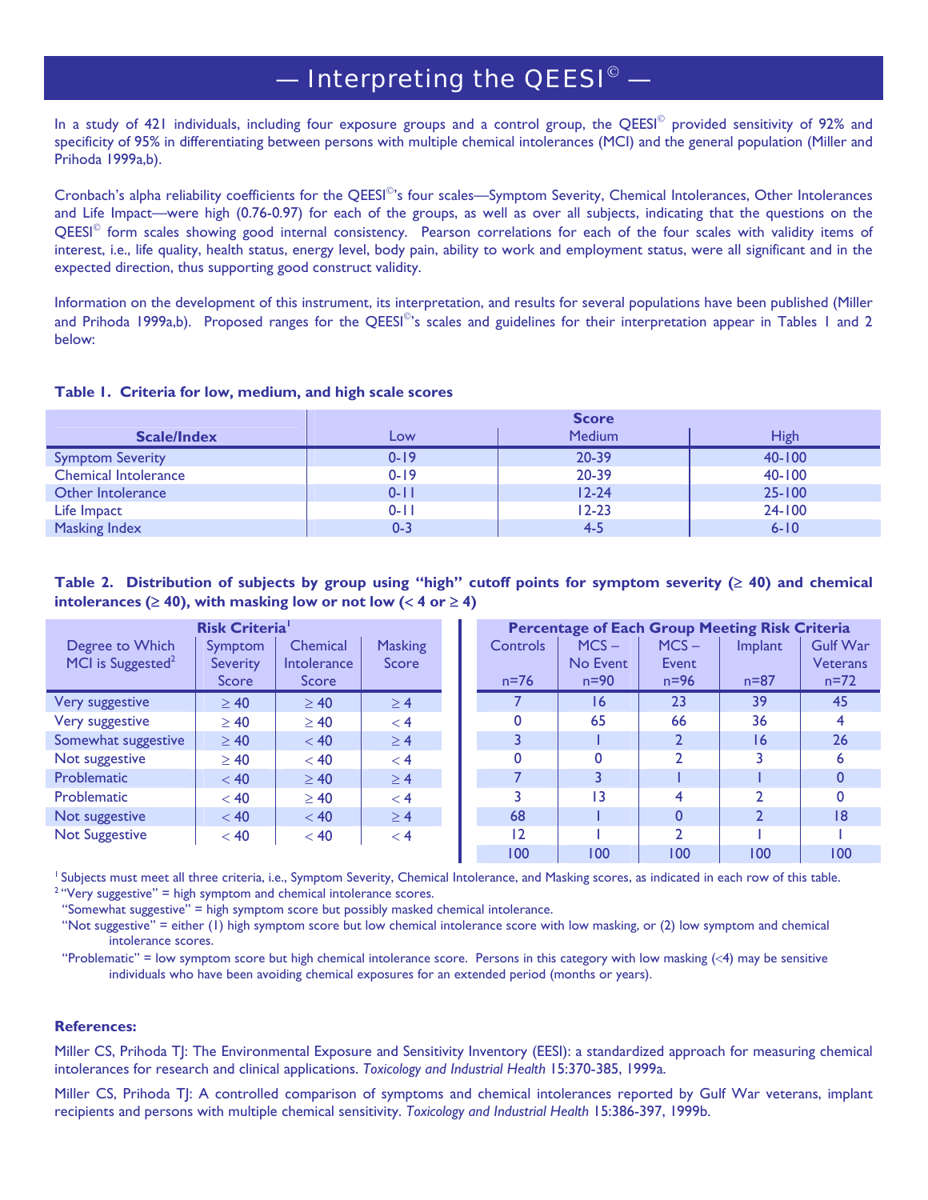# — Interpreting the QEESI© —

In a study of 421 individuals, including four exposure groups and a control group, the QEESI© provided sensitivity of 92% and specificity of 95% in differentiating between persons with multiple chemical intolerances (MCI) and the general population (Miller and Prihoda 1999a,b).

Cronbach's alpha reliability coefficients for the QEESI©'s four scales—Symptom Severity, Chemical Intolerances, Other Intolerances and Life Impact—were high (0.76-0.97) for each of the groups, as well as over all subjects, indicating that the questions on the QEESI© form scales showing good internal consistency. Pearson correlations for each of the four scales with validity items of interest, i.e., life quality, health status, energy level, body pain, ability to work and employment status, were all significant and in the expected direction, thus supporting good construct validity.

Information on the development of this instrument, its interpretation, and results for several populations have been published (Miller and Prihoda 1999a,b). Proposed ranges for the QEESI©'s scales and guidelines for their interpretation appear in Tables 1 and 2 below:

**Table 1. Criteria for low, medium, and high scale scores**

| Scale/Index | Score | | |
|---|---|---|---|
| | Low | Medium | High |
| Symptom Severity | 0-19 | 20-39 | 40-100 |
| Chemical Intolerance | 0-19 | 20-39 | 40-100 |
| Other Intolerance | 0-11 | 12-24 | 25-100 |
| Life Impact | 0-11 | 12-23 | 24-100 |
| Masking Index | 0-3 | 4-5 | 6-10 |

**Table 2. Distribution of subjects by group using "high" cutoff points for symptom severity (≥ 40) and chemical intolerances (≥ 40), with masking low or not low (< 4 or ≥ 4)**

| Risk Criteria[1] | | | | Percentage of Each Group Meeting Risk Criteria | | | | |
|---|---|---|---|---|---|---|---|---|
| Degree to Which MCI is Suggested[2] | Symptom Severity Score | Chemical Intolerance Score | Masking Score | Controls n=76 | MCS – No Event n=90 | MCS – Event n=96 | Implant n=87 | Gulf War Veterans n=72 |
| Very suggestive | ≥ 40 | ≥ 40 | ≥ 4 | 7 | 16 | 23 | 39 | 45 |
| Very suggestive | ≥ 40 | ≥ 40 | < 4 | 0 | 65 | 66 | 36 | 4 |
| Somewhat suggestive | ≥ 40 | < 40 | ≥ 4 | 3 | 1 | 2 | 16 | 26 |
| Not suggestive | ≥ 40 | < 40 | < 4 | 0 | 0 | 2 | 3 | 6 |
| Problematic | < 40 | ≥ 40 | ≥ 4 | 7 | 3 | 1 | 1 | 0 |
| Problematic | < 40 | ≥ 40 | < 4 | 3 | 13 | 4 | 2 | 0 |
| Not suggestive | < 40 | < 40 | ≥ 4 | 68 | 1 | 0 | 2 | 18 |
| Not Suggestive | < 40 | < 40 | < 4 | 12 | 1 | 2 | 1 | 1 |
| | | | | 100 | 100 | 100 | 100 | 100 |

[1] Subjects must meet all three criteria, i.e., Symptom Severity, Chemical Intolerance, and Masking scores, as indicated in each row of this table.
[2] "Very suggestive" = high symptom and chemical intolerance scores.
"Somewhat suggestive" = high symptom score but possibly masked chemical intolerance.
"Not suggestive" = either (1) high symptom score but low chemical intolerance score with low masking, or (2) low symptom and chemical intolerance scores.
"Problematic" = low symptom score but high chemical intolerance score. Persons in this category with low masking (<4) may be sensitive individuals who have been avoiding chemical exposures for an extended period (months or years).

**References:**

Miller CS, Prihoda TJ: The Environmental Exposure and Sensitivity Inventory (EESI): a standardized approach for measuring chemical intolerances for research and clinical applications. *Toxicology and Industrial Health* 15:370-385, 1999a.

Miller CS, Prihoda TJ: A controlled comparison of symptoms and chemical intolerances reported by Gulf War veterans, implant recipients and persons with multiple chemical sensitivity. *Toxicology and Industrial Health* 15:386-397, 1999b.